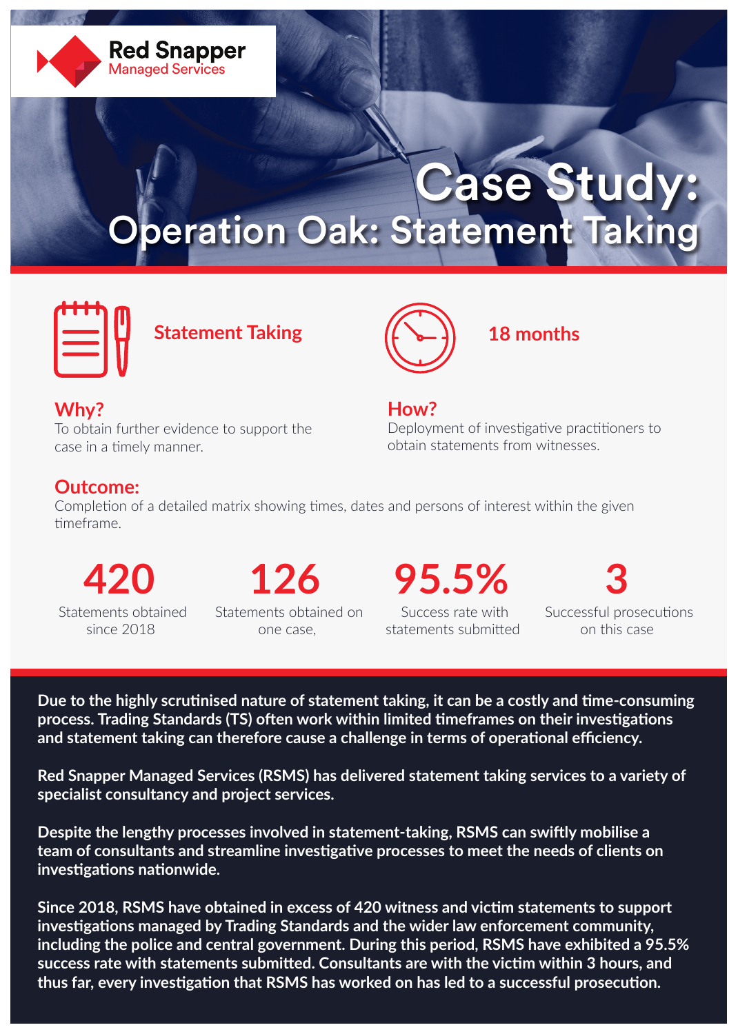Red Snapper
Managed Services

# Case Study:
## Operation Oak: Statement Taking

**Statement Taking**

**18 months**

### Why?
To obtain further evidence to support the case in a timely manner.

### How?
Deployment of investigative practitioners to obtain statements from witnesses.

### Outcome:
Completion of a detailed matrix showing times, dates and persons of interest within the given timeframe.

**420**
Statements obtained since 2018

**126**
Statements obtained on one case,

**95.5%**
Success rate with statements submitted

**3**
Successful prosecutions on this case

**Due to the highly scrutinised nature of statement taking, it can be a costly and time-consuming process. Trading Standards (TS) often work within limited timeframes on their investigations and statement taking can therefore cause a challenge in terms of operational efficiency.**

**Red Snapper Managed Services (RSMS) has delivered statement taking services to a variety of specialist consultancy and project services.**

**Despite the lengthy processes involved in statement-taking, RSMS can swiftly mobilise a team of consultants and streamline investigative processes to meet the needs of clients on investigations nationwide.**

**Since 2018, RSMS have obtained in excess of 420 witness and victim statements to support investigations managed by Trading Standards and the wider law enforcement community, including the police and central government. During this period, RSMS have exhibited a 95.5% success rate with statements submitted. Consultants are with the victim within 3 hours, and thus far, every investigation that RSMS has worked on has led to a successful prosecution.**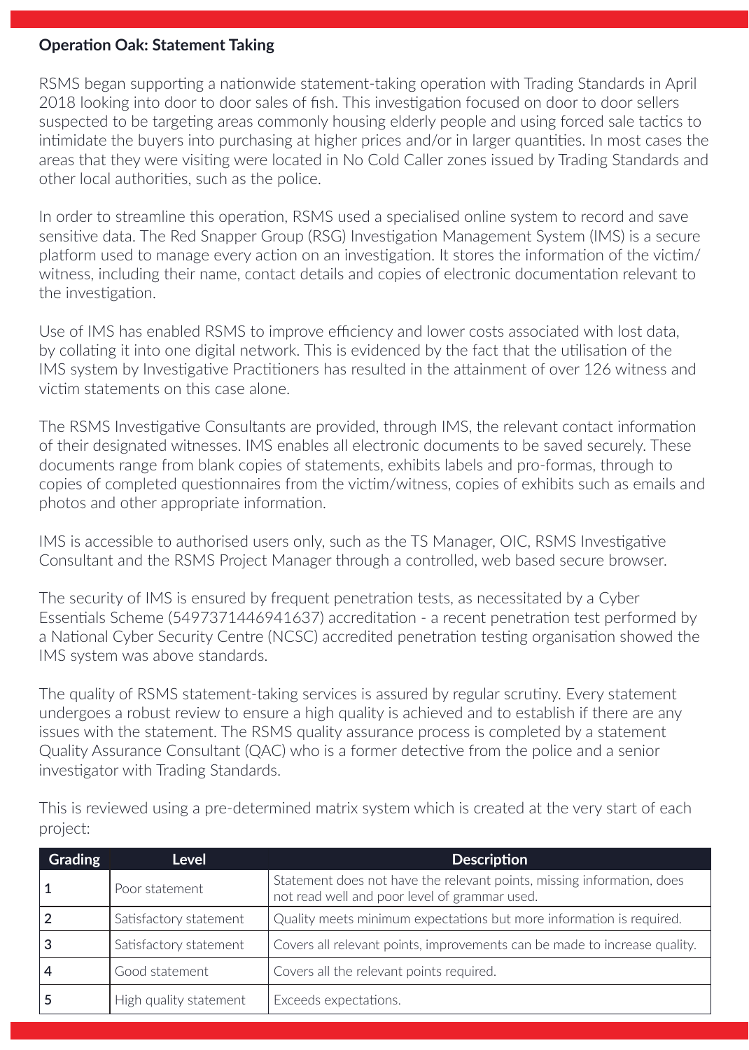**Operation Oak: Statement Taking**

RSMS began supporting a nationwide statement-taking operation with Trading Standards in April 2018 looking into door to door sales of fish. This investigation focused on door to door sellers suspected to be targeting areas commonly housing elderly people and using forced sale tactics to intimidate the buyers into purchasing at higher prices and/or in larger quantities. In most cases the areas that they were visiting were located in No Cold Caller zones issued by Trading Standards and other local authorities, such as the police.

In order to streamline this operation, RSMS used a specialised online system to record and save sensitive data. The Red Snapper Group (RSG) Investigation Management System (IMS) is a secure platform used to manage every action on an investigation. It stores the information of the victim/witness, including their name, contact details and copies of electronic documentation relevant to the investigation.

Use of IMS has enabled RSMS to improve efficiency and lower costs associated with lost data, by collating it into one digital network. This is evidenced by the fact that the utilisation of the IMS system by Investigative Practitioners has resulted in the attainment of over 126 witness and victim statements on this case alone.

The RSMS Investigative Consultants are provided, through IMS, the relevant contact information of their designated witnesses. IMS enables all electronic documents to be saved securely. These documents range from blank copies of statements, exhibits labels and pro-formas, through to copies of completed questionnaires from the victim/witness, copies of exhibits such as emails and photos and other appropriate information.

IMS is accessible to authorised users only, such as the TS Manager, OIC, RSMS Investigative Consultant and the RSMS Project Manager through a controlled, web based secure browser.

The security of IMS is ensured by frequent penetration tests, as necessitated by a Cyber Essentials Scheme (5497371446941637) accreditation - a recent penetration test performed by a National Cyber Security Centre (NCSC) accredited penetration testing organisation showed the IMS system was above standards.

The quality of RSMS statement-taking services is assured by regular scrutiny. Every statement undergoes a robust review to ensure a high quality is achieved and to establish if there are any issues with the statement. The RSMS quality assurance process is completed by a statement Quality Assurance Consultant (QAC) who is a former detective from the police and a senior investigator with Trading Standards.

This is reviewed using a pre-determined matrix system which is created at the very start of each project:

| Grading | Level | Description |
|---|---|---|
| 1 | Poor statement | Statement does not have the relevant points, missing information, does not read well and poor level of grammar used. |
| 2 | Satisfactory statement | Quality meets minimum expectations but more information is required. |
| 3 | Satisfactory statement | Covers all relevant points, improvements can be made to increase quality. |
| 4 | Good statement | Covers all the relevant points required. |
| 5 | High quality statement | Exceeds expectations. |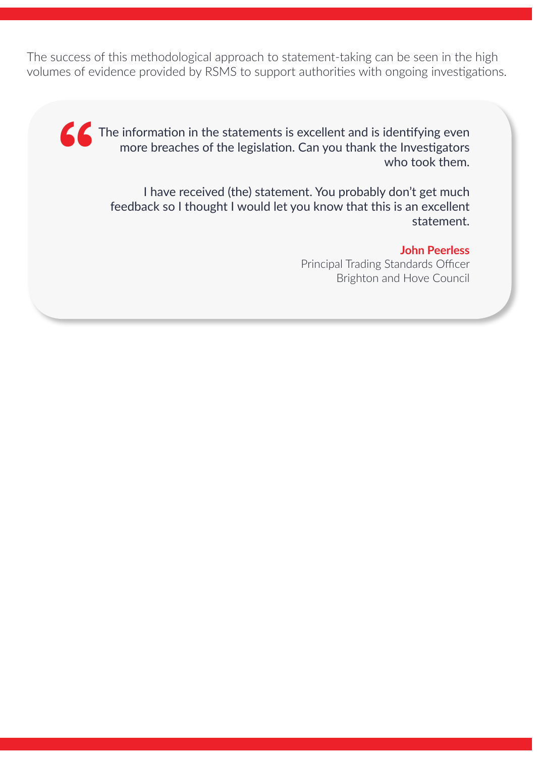The success of this methodological approach to statement-taking can be seen in the high volumes of evidence provided by RSMS to support authorities with ongoing investigations.

> “The information in the statements is excellent and is identifying even more breaches of the legislation. Can you thank the Investigators who took them.
>
> I have received (the) statement. You probably don’t get much feedback so I thought I would let you know that this is an excellent statement.
>
> **John Peerless**
> Principal Trading Standards Officer
> Brighton and Hove Council